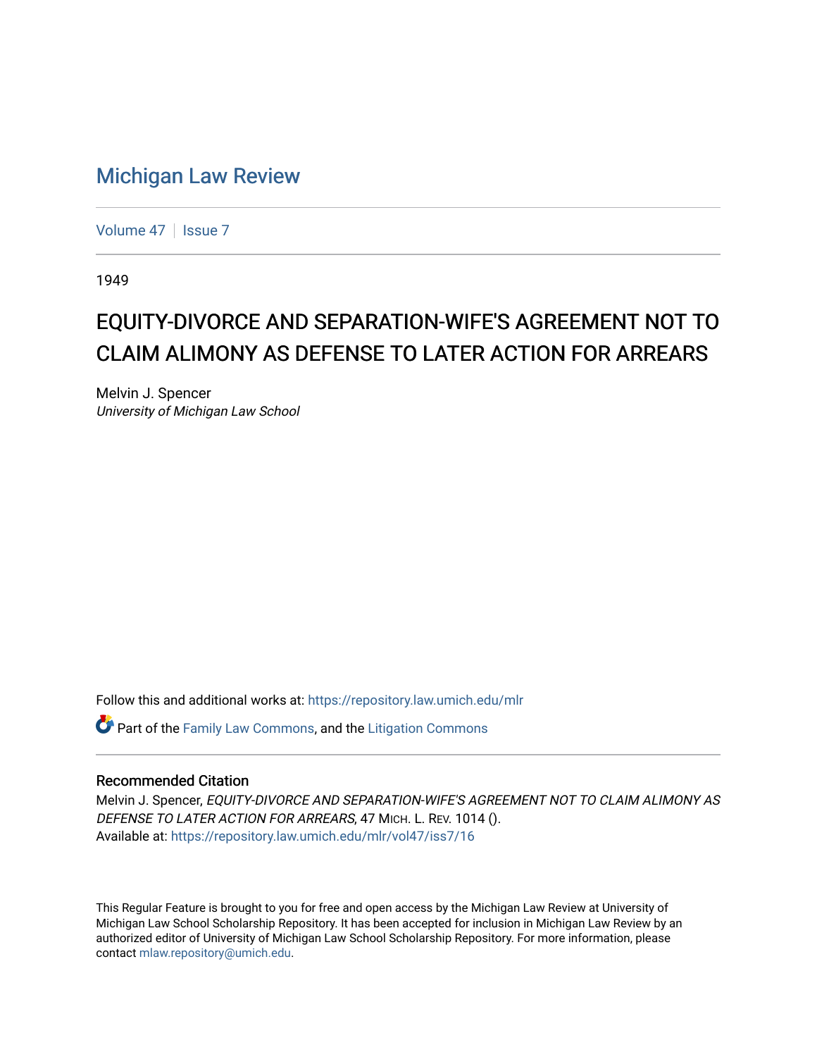# Michigan Law Review

Volume 47 | Issue 7

1949

## EQUITY-DIVORCE AND SEPARATION-WIFE'S AGREEMENT NOT TO CLAIM ALIMONY AS DEFENSE TO LATER ACTION FOR ARREARS

Melvin J. Spencer
*University of Michigan Law School*

Follow this and additional works at: https://repository.law.umich.edu/mlr

Part of the Family Law Commons, and the Litigation Commons

### Recommended Citation

Melvin J. Spencer, *EQUITY-DIVORCE AND SEPARATION-WIFE'S AGREEMENT NOT TO CLAIM ALIMONY AS DEFENSE TO LATER ACTION FOR ARREARS*, 47 MICH. L. REV. 1014 ().
Available at: https://repository.law.umich.edu/mlr/vol47/iss7/16

This Regular Feature is brought to you for free and open access by the Michigan Law Review at University of Michigan Law School Scholarship Repository. It has been accepted for inclusion in Michigan Law Review by an authorized editor of University of Michigan Law School Scholarship Repository. For more information, please contact mlaw.repository@umich.edu.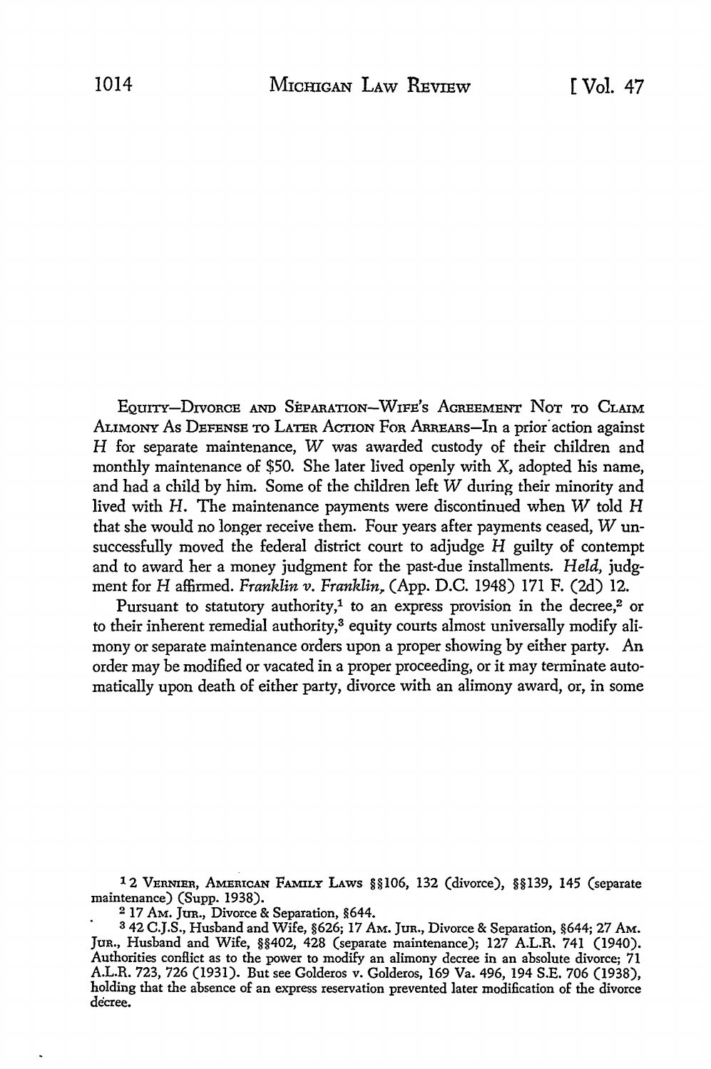EQUITY—DIVORCE AND SEPARATION—WIFE'S AGREEMENT NOT TO CLAIM ALIMONY AS DEFENSE TO LATER ACTION FOR ARREARS—In a prior action against *H* for separate maintenance, *W* was awarded custody of their children and monthly maintenance of $50. She later lived openly with *X*, adopted his name, and had a child by him. Some of the children left *W* during their minority and lived with *H*. The maintenance payments were discontinued when *W* told *H* that she would no longer receive them. Four years after payments ceased, *W* unsuccessfully moved the federal district court to adjudge *H* guilty of contempt and to award her a money judgment for the past-due installments. *Held,* judgment for *H* affirmed. *Franklin v. Franklin,* (App. D.C. 1948) 171 F. (2d) 12.

Pursuant to statutory authority,[1] to an express provision in the decree,[2] or to their inherent remedial authority,[3] equity courts almost universally modify alimony or separate maintenance orders upon a proper showing by either party. An order may be modified or vacated in a proper proceeding, or it may terminate automatically upon death of either party, divorce with an alimony award, or, in some

---

[1] 2 VERNIER, AMERICAN FAMILY LAWS §§106, 132 (divorce), §§139, 145 (separate maintenance) (Supp. 1938).

[2] 17 AM. JUR., Divorce & Separation, §644.

[3] 42 C.J.S., Husband and Wife, §626; 17 AM. JUR., Divorce & Separation, §644; 27 AM. JUR., Husband and Wife, §§402, 428 (separate maintenance); 127 A.L.R. 741 (1940). Authorities conflict as to the power to modify an alimony decree in an absolute divorce; 71 A.L.R. 723, 726 (1931). But see Golderos v. Golderos, 169 Va. 496, 194 S.E. 706 (1938), holding that the absence of an express reservation prevented later modification of the divorce decree.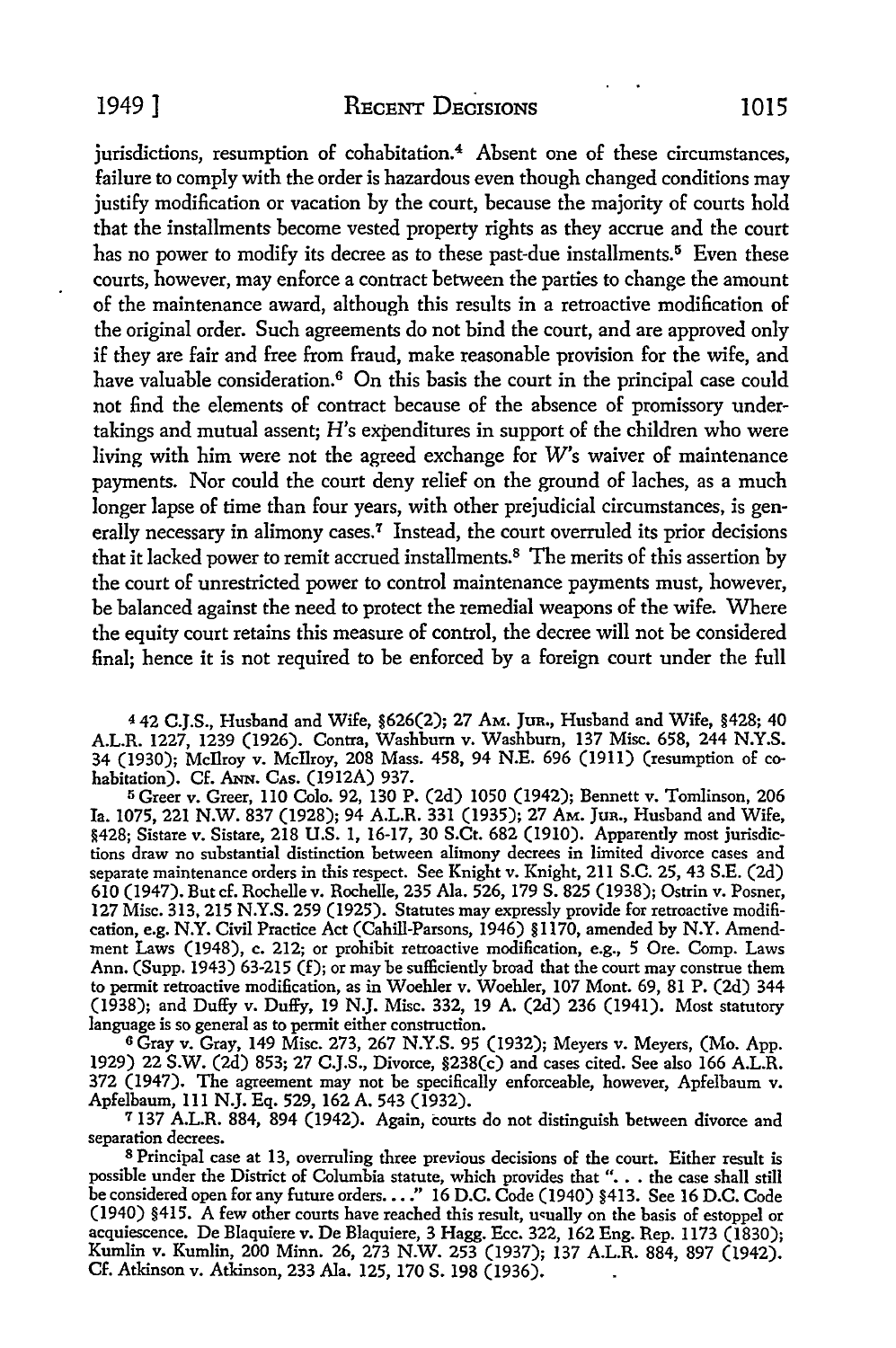jurisdictions, resumption of cohabitation.[4] Absent one of these circumstances, failure to comply with the order is hazardous even though changed conditions may justify modification or vacation by the court, because the majority of courts hold that the installments become vested property rights as they accrue and the court has no power to modify its decree as to these past-due installments.[5] Even these courts, however, may enforce a contract between the parties to change the amount of the maintenance award, although this results in a retroactive modification of the original order. Such agreements do not bind the court, and are approved only if they are fair and free from fraud, make reasonable provision for the wife, and have valuable consideration.[6] On this basis the court in the principal case could not find the elements of contract because of the absence of promissory undertakings and mutual assent; *H*'s expenditures in support of the children who were living with him were not the agreed exchange for *W*'s waiver of maintenance payments. Nor could the court deny relief on the ground of laches, as a much longer lapse of time than four years, with other prejudicial circumstances, is generally necessary in alimony cases.[7] Instead, the court overruled its prior decisions that it lacked power to remit accrued installments.[8] The merits of this assertion by the court of unrestricted power to control maintenance payments must, however, be balanced against the need to protect the remedial weapons of the wife. Where the equity court retains this measure of control, the decree will not be considered final; hence it is not required to be enforced by a foreign court under the full

---

[4] 42 C.J.S., Husband and Wife, §626(2); 27 AM. JUR., Husband and Wife, §428; 40 A.L.R. 1227, 1239 (1926). Contra, Washburn v. Washburn, 137 Misc. 658, 244 N.Y.S. 34 (1930); McIlroy v. McIlroy, 208 Mass. 458, 94 N.E. 696 (1911) (resumption of cohabitation). Cf. ANN. CAS. (1912A) 937.

[5] Greer v. Greer, 110 Colo. 92, 130 P. (2d) 1050 (1942); Bennett v. Tomlinson, 206 Ia. 1075, 221 N.W. 837 (1928); 94 A.L.R. 331 (1935); 27 AM. JUR., Husband and Wife, §428; Sistare v. Sistare, 218 U.S. 1, 16-17, 30 S.Ct. 682 (1910). Apparently most jurisdictions draw no substantial distinction between alimony decrees in limited divorce cases and separate maintenance orders in this respect. See Knight v. Knight, 211 S.C. 25, 43 S.E. (2d) 610 (1947). But cf. Rochelle v. Rochelle, 235 Ala. 526, 179 S. 825 (1938); Ostrin v. Posner, 127 Misc. 313, 215 N.Y.S. 259 (1925). Statutes may expressly provide for retroactive modification, e.g. N.Y. Civil Practice Act (Cahill-Parsons, 1946) §1170, amended by N.Y. Amendment Laws (1948), c. 212; or prohibit retroactive modification, e.g., 5 Ore. Comp. Laws Ann. (Supp. 1943) 63-215 (f); or may be sufficiently broad that the court may construe them to permit retroactive modification, as in Woehler v. Woehler, 107 Mont. 69, 81 P. (2d) 344 (1938); and Duffy v. Duffy, 19 N.J. Misc. 332, 19 A. (2d) 236 (1941). Most statutory language is so general as to permit either construction.

[6] Gray v. Gray, 149 Misc. 273, 267 N.Y.S. 95 (1932); Meyers v. Meyers, (Mo. App. 1929) 22 S.W. (2d) 853; 27 C.J.S., Divorce, §238(c) and cases cited. See also 166 A.L.R. 372 (1947). The agreement may not be specifically enforceable, however, Apfelbaum v. Apfelbaum, 111 N.J. Eq. 529, 162 A. 543 (1932).

[7] 137 A.L.R. 884, 894 (1942). Again, courts do not distinguish between divorce and separation decrees.

[8] Principal case at 13, overruling three previous decisions of the court. Either result is possible under the District of Columbia statute, which provides that ". . . the case shall still be considered open for any future orders. . . ." 16 D.C. Code (1940) §413. See 16 D.C. Code (1940) §415. A few other courts have reached this result, usually on the basis of estoppel or acquiescence. De Blaquiere v. De Blaquiere, 3 Hagg. Ecc. 322, 162 Eng. Rep. 1173 (1830); Kumlin v. Kumlin, 200 Minn. 26, 273 N.W. 253 (1937); 137 A.L.R. 884, 897 (1942). Cf. Atkinson v. Atkinson, 233 Ala. 125, 170 S. 198 (1936).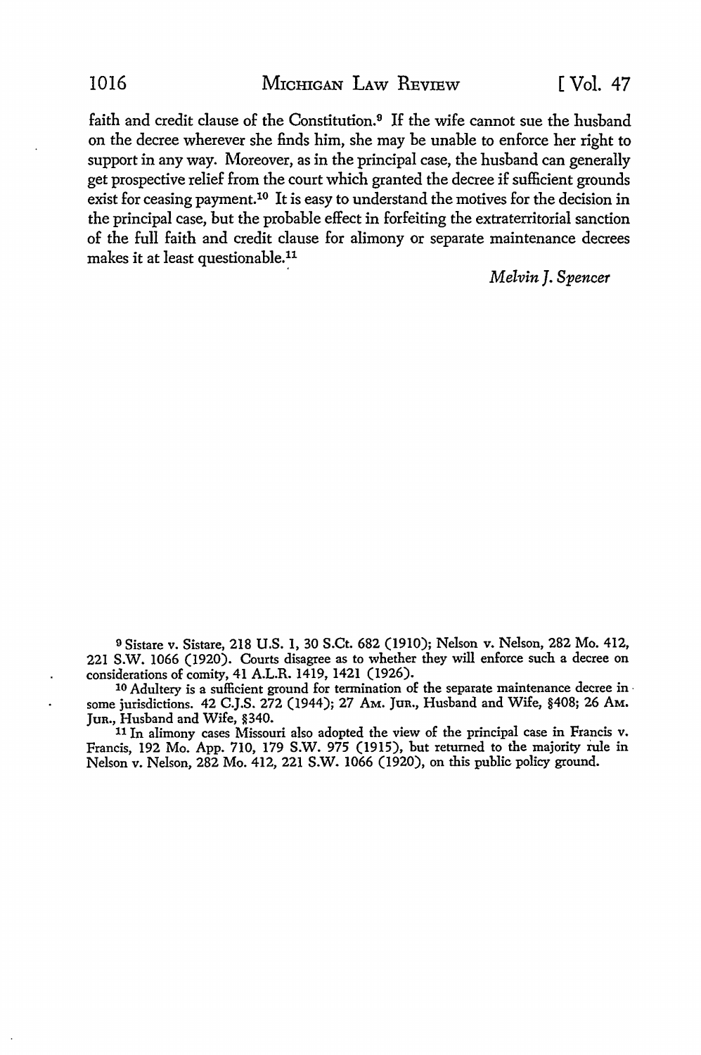faith and credit clause of the Constitution.[9] If the wife cannot sue the husband on the decree wherever she finds him, she may be unable to enforce her right to support in any way. Moreover, as in the principal case, the husband can generally get prospective relief from the court which granted the decree if sufficient grounds exist for ceasing payment.[10] It is easy to understand the motives for the decision in the principal case, but the probable effect in forfeiting the extraterritorial sanction of the full faith and credit clause for alimony or separate maintenance decrees makes it at least questionable.[11]

*Melvin J. Spencer*

---

[9] Sistare v. Sistare, 218 U.S. 1, 30 S.Ct. 682 (1910); Nelson v. Nelson, 282 Mo. 412, 221 S.W. 1066 (1920). Courts disagree as to whether they will enforce such a decree on considerations of comity, 41 A.L.R. 1419, 1421 (1926).

[10] Adultery is a sufficient ground for termination of the separate maintenance decree in some jurisdictions. 42 C.J.S. 272 (1944); 27 Am. Jur., Husband and Wife, §408; 26 Am. Jur., Husband and Wife, §340.

[11] In alimony cases Missouri also adopted the view of the principal case in Francis v. Francis, 192 Mo. App. 710, 179 S.W. 975 (1915), but returned to the majority rule in Nelson v. Nelson, 282 Mo. 412, 221 S.W. 1066 (1920), on this public policy ground.